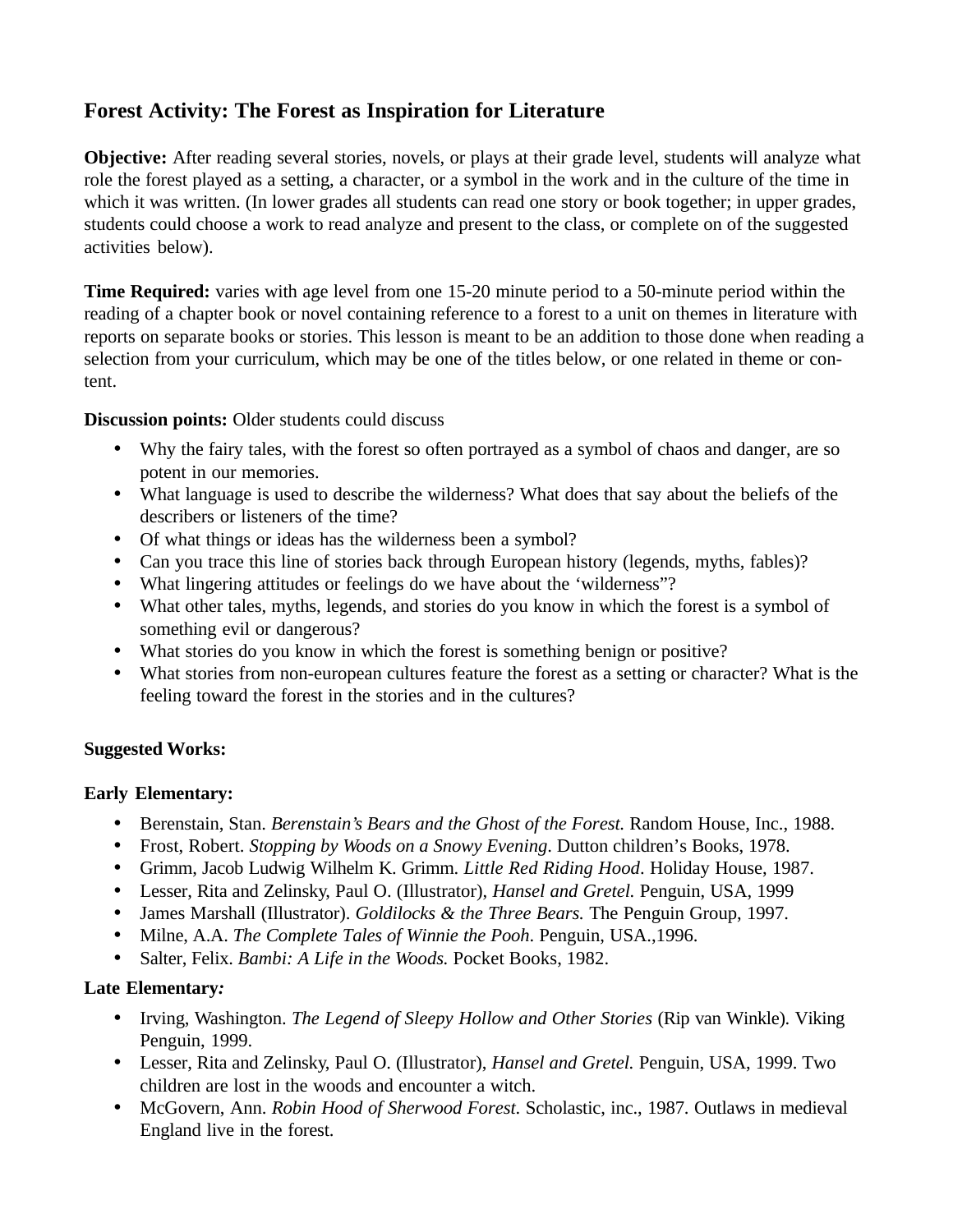## Forest Activity: The Forest as Inspiration for Literature

**Objective:** After reading several stories, novels, or plays at their grade level, students will analyze what role the forest played as a setting, a character, or a symbol in the work and in the culture of the time in which it was written. (In lower grades all students can read one story or book together; in upper grades, students could choose a work to read analyze and present to the class, or complete on of the suggested activities below).

**Time Required:** varies with age level from one 15-20 minute period to a 50-minute period within the reading of a chapter book or novel containing reference to a forest to a unit on themes in literature with reports on separate books or stories. This lesson is meant to be an addition to those done when reading a selection from your curriculum, which may be one of the titles below, or one related in theme or content.

**Discussion points:** Older students could discuss

- Why the fairy tales, with the forest so often portrayed as a symbol of chaos and danger, are so potent in our memories.
- What language is used to describe the wilderness? What does that say about the beliefs of the describers or listeners of the time?
- Of what things or ideas has the wilderness been a symbol?
- Can you trace this line of stories back through European history (legends, myths, fables)?
- What lingering attitudes or feelings do we have about the 'wilderness"?
- What other tales, myths, legends, and stories do you know in which the forest is a symbol of something evil or dangerous?
- What stories do you know in which the forest is something benign or positive?
- What stories from non-european cultures feature the forest as a setting or character? What is the feeling toward the forest in the stories and in the cultures?

**Suggested Works:**

**Early Elementary:**

- Berenstain, Stan. *Berenstain's Bears and the Ghost of the Forest.* Random House, Inc., 1988.
- Frost, Robert. *Stopping by Woods on a Snowy Evening*. Dutton children's Books, 1978.
- Grimm, Jacob Ludwig Wilhelm K. Grimm. *Little Red Riding Hood*. Holiday House, 1987.
- Lesser, Rita and Zelinsky, Paul O. (Illustrator), *Hansel and Gretel.* Penguin, USA, 1999
- James Marshall (Illustrator). *Goldilocks & the Three Bears.* The Penguin Group, 1997.
- Milne, A.A. *The Complete Tales of Winnie the Pooh*. Penguin, USA.,1996.
- Salter, Felix. *Bambi: A Life in the Woods.* Pocket Books, 1982.

**Late Elementary:**

- Irving, Washington. *The Legend of Sleepy Hollow and Other Stories* (Rip van Winkle). Viking Penguin, 1999.
- Lesser, Rita and Zelinsky, Paul O. (Illustrator), *Hansel and Gretel.* Penguin, USA, 1999. Two children are lost in the woods and encounter a witch.
- McGovern, Ann. *Robin Hood of Sherwood Forest*. Scholastic, inc., 1987. Outlaws in medieval England live in the forest.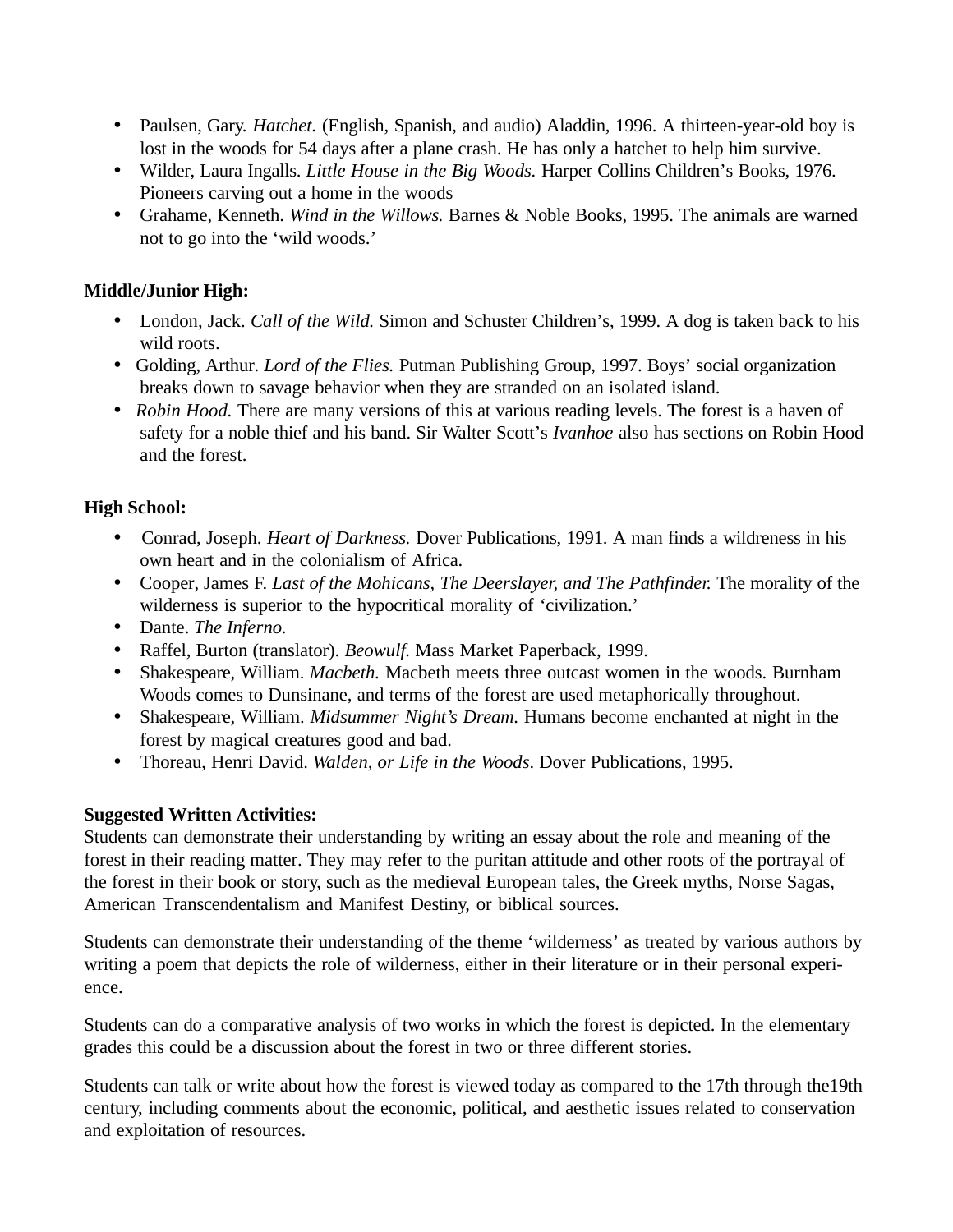- Paulsen, Gary. *Hatchet.* (English, Spanish, and audio) Aladdin, 1996. A thirteen-year-old boy is lost in the woods for 54 days after a plane crash. He has only a hatchet to help him survive.
- Wilder, Laura Ingalls. *Little House in the Big Woods.* Harper Collins Children's Books, 1976. Pioneers carving out a home in the woods
- Grahame, Kenneth. *Wind in the Willows.* Barnes & Noble Books, 1995. The animals are warned not to go into the 'wild woods.'

**Middle/Junior High:**

- London, Jack. *Call of the Wild.* Simon and Schuster Children's, 1999. A dog is taken back to his wild roots.
- Golding, Arthur. *Lord of the Flies.* Putman Publishing Group, 1997. Boys' social organization breaks down to savage behavior when they are stranded on an isolated island.
- *Robin Hood.* There are many versions of this at various reading levels. The forest is a haven of safety for a noble thief and his band. Sir Walter Scott's *Ivanhoe* also has sections on Robin Hood and the forest.

**High School:**

- Conrad, Joseph. *Heart of Darkness.* Dover Publications, 1991. A man finds a wildreness in his own heart and in the colonialism of Africa.
- Cooper, James F. *Last of the Mohicans, The Deerslayer, and The Pathfinder.* The morality of the wilderness is superior to the hypocritical morality of 'civilization.'
- Dante. *The Inferno.*
- Raffel, Burton (translator). *Beowulf.* Mass Market Paperback, 1999.
- Shakespeare, William. *Macbeth.* Macbeth meets three outcast women in the woods. Burnham Woods comes to Dunsinane, and terms of the forest are used metaphorically throughout.
- Shakespeare, William. *Midsummer Night's Dream.* Humans become enchanted at night in the forest by magical creatures good and bad.
- Thoreau, Henri David. *Walden, or Life in the Woods*. Dover Publications, 1995.

**Suggested Written Activities:**

Students can demonstrate their understanding by writing an essay about the role and meaning of the forest in their reading matter. They may refer to the puritan attitude and other roots of the portrayal of the forest in their book or story, such as the medieval European tales, the Greek myths, Norse Sagas, American Transcendentalism and Manifest Destiny, or biblical sources.

Students can demonstrate their understanding of the theme 'wilderness' as treated by various authors by writing a poem that depicts the role of wilderness, either in their literature or in their personal experience.

Students can do a comparative analysis of two works in which the forest is depicted. In the elementary grades this could be a discussion about the forest in two or three different stories.

Students can talk or write about how the forest is viewed today as compared to the 17th through the19th century, including comments about the economic, political, and aesthetic issues related to conservation and exploitation of resources.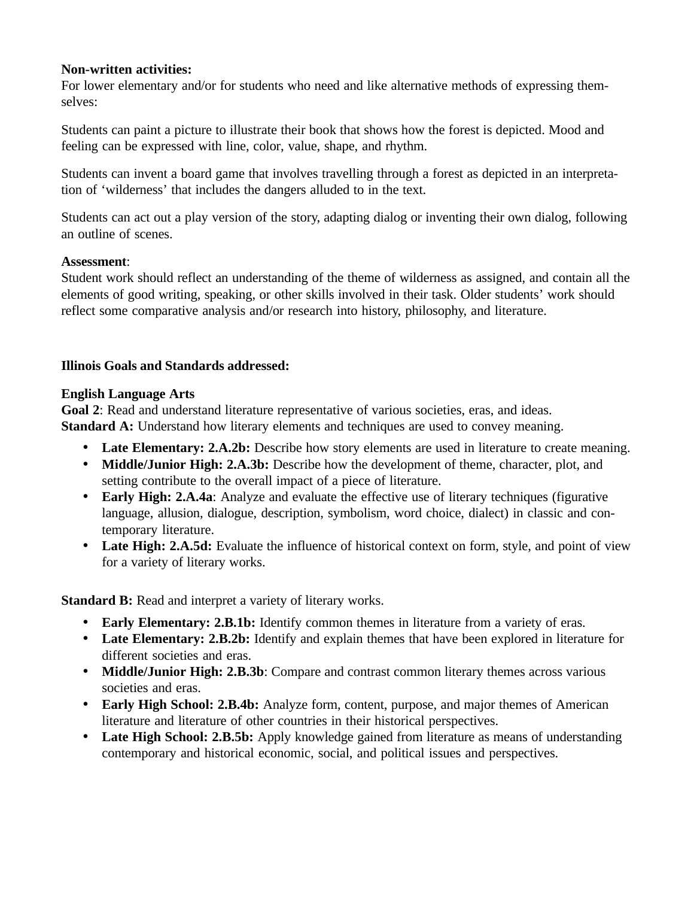**Non-written activities:**
For lower elementary and/or for students who need and like alternative methods of expressing themselves:

Students can paint a picture to illustrate their book that shows how the forest is depicted. Mood and feeling can be expressed with line, color, value, shape, and rhythm.

Students can invent a board game that involves travelling through a forest as depicted in an interpretation of 'wilderness' that includes the dangers alluded to in the text.

Students can act out a play version of the story, adapting dialog or inventing their own dialog, following an outline of scenes.

**Assessment**:
Student work should reflect an understanding of the theme of wilderness as assigned, and contain all the elements of good writing, speaking, or other skills involved in their task. Older students' work should reflect some comparative analysis and/or research into history, philosophy, and literature.

**Illinois Goals and Standards addressed:**

**English Language Arts**
**Goal 2**: Read and understand literature representative of various societies, eras, and ideas.
**Standard A:** Understand how literary elements and techniques are used to convey meaning.

- **Late Elementary: 2.A.2b:** Describe how story elements are used in literature to create meaning.
- **Middle/Junior High: 2.A.3b:** Describe how the development of theme, character, plot, and setting contribute to the overall impact of a piece of literature.
- **Early High: 2.A.4a**: Analyze and evaluate the effective use of literary techniques (figurative language, allusion, dialogue, description, symbolism, word choice, dialect) in classic and contemporary literature.
- **Late High: 2.A.5d:** Evaluate the influence of historical context on form, style, and point of view for a variety of literary works.

**Standard B:** Read and interpret a variety of literary works.

- **Early Elementary: 2.B.1b:** Identify common themes in literature from a variety of eras.
- **Late Elementary: 2.B.2b:** Identify and explain themes that have been explored in literature for different societies and eras.
- **Middle/Junior High: 2.B.3b**: Compare and contrast common literary themes across various societies and eras.
- **Early High School: 2.B.4b:** Analyze form, content, purpose, and major themes of American literature and literature of other countries in their historical perspectives.
- **Late High School: 2.B.5b:** Apply knowledge gained from literature as means of understanding contemporary and historical economic, social, and political issues and perspectives.